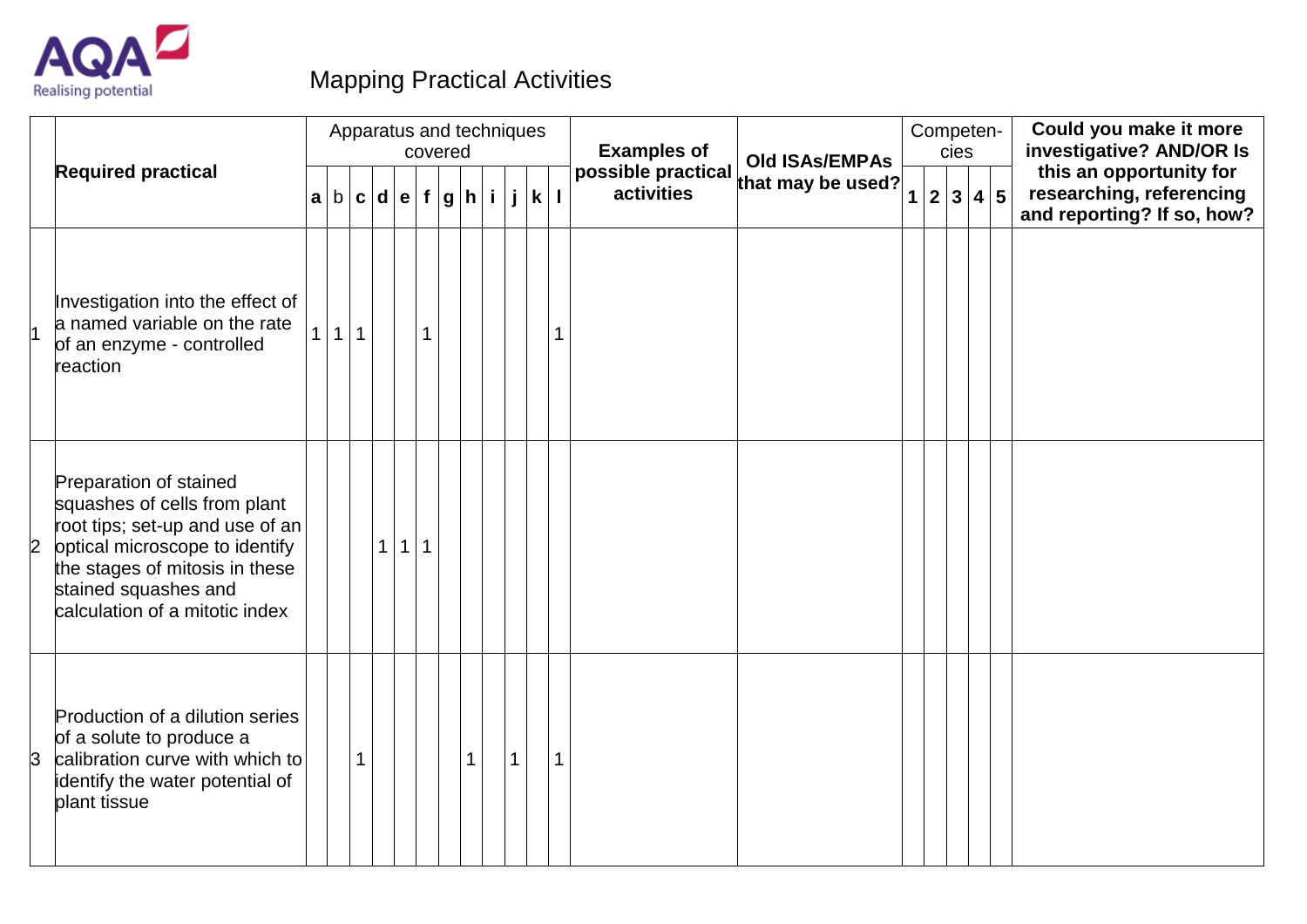# Mapping Practical Activities

| | Required practical | Apparatus and techniques covered | | | | | | | | | | | | Examples of possible practical activities | Old ISAs/EMPAs that may be used? | Competen-cies | | | | | Could you make it more investigative? AND/OR Is this an opportunity for researching, referencing and reporting? If so, how? |
|---|---|---|---|---|---|---|---|---|---|---|---|---|---|---|---|---|---|---|---|---|---|
| | | a | b | c | d | e | f | g | h | i | j | k | l | | | 1 | 2 | 3 | 4 | 5 | |
| 1 | Investigation into the effect of a named variable on the rate of an enzyme - controlled reaction | 1 | 1 | 1 | | | 1 | | | | | | 1 | | | | | | | | |
| 2 | Preparation of stained squashes of cells from plant root tips; set-up and use of an optical microscope to identify the stages of mitosis in these stained squashes and calculation of a mitotic index | | | | 1 | 1 | 1 | | | | | | | | | | | | | | |
| 3 | Production of a dilution series of a solute to produce a calibration curve with which to identify the water potential of plant tissue | | | 1 | | | | | 1 | | 1 | | 1 | | | | | | | | |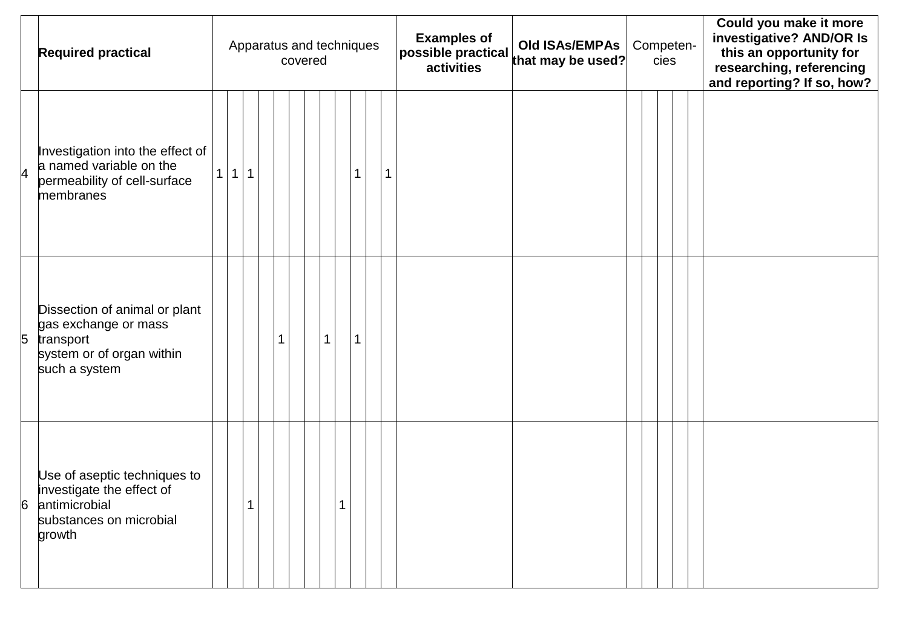| | Required practical | Apparatus and techniques covered | | | | | | | | | | | | Examples of possible practical activities | Old ISAs/EMPAs that may be used? | Competen-cies | | | | | Could you make it more investigative? AND/OR Is this an opportunity for researching, referencing and reporting? If so, how? |
|---|---|---|---|---|---|---|---|---|---|---|---|---|---|---|---|---|---|---|---|---|---|
| 4 | Investigation into the effect of a named variable on the permeability of cell-surface membranes | 1 | 1 | 1 | | | | | | | 1 | | 1 | | | | | | | | |
| 5 | Dissection of animal or plant gas exchange or mass transport system or of organ within such a system | | | | | 1 | | | 1 | | 1 | | | | | | | | | | |
| 6 | Use of aseptic techniques to investigate the effect of antimicrobial substances on microbial growth | | | 1 | | | | | | 1 | | | | | | | | | | | |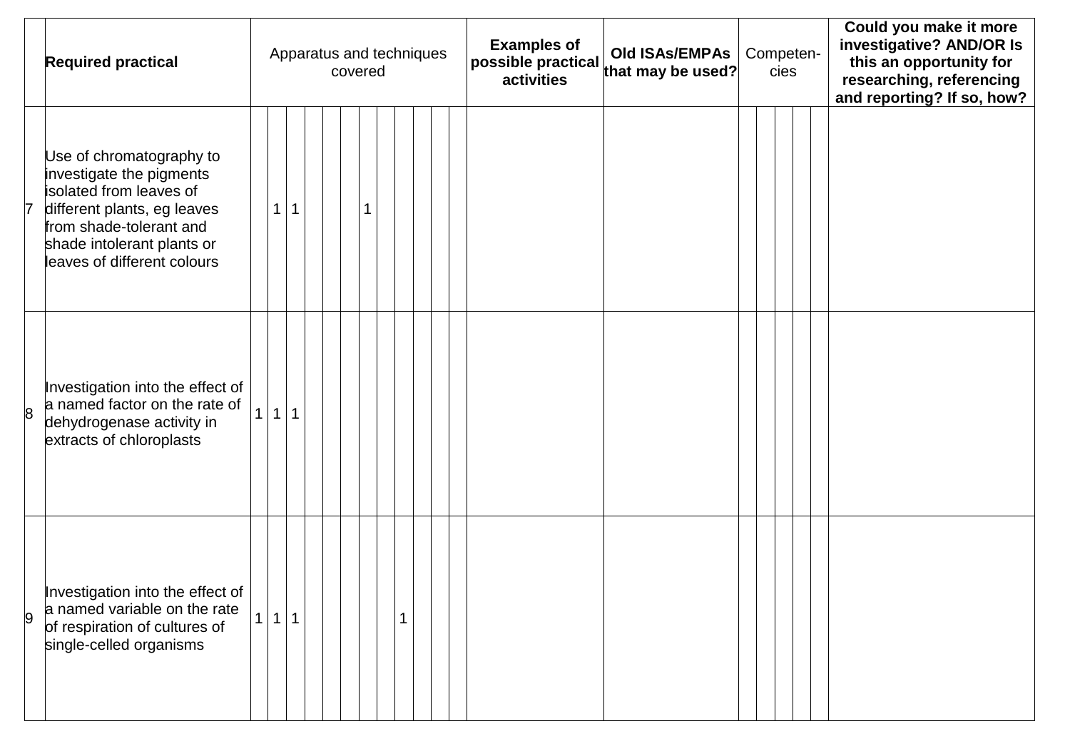| | Required practical | Apparatus and techniques covered | | | | | | | | | | | | Examples of possible practical activities | Old ISAs/EMPAs that may be used? | Competen-cies | | | | | Could you make it more investigative? AND/OR Is this an opportunity for researching, referencing and reporting? If so, how? |
|---|---|---|---|---|---|---|---|---|---|---|---|---|---|---|---|---|---|---|---|---|---|
| 7 | Use of chromatography to investigate the pigments isolated from leaves of different plants, eg leaves from shade-tolerant and shade intolerant plants or leaves of different colours | | 1 | 1 | | | | 1 | | | | | | | | | | | | | |
| 8 | Investigation into the effect of a named factor on the rate of dehydrogenase activity in extracts of chloroplasts | 1 | 1 | 1 | | | | | | | | | | | | | | | | | |
| 9 | Investigation into the effect of a named variable on the rate of respiration of cultures of single-celled organisms | 1 | 1 | 1 | | | | | | 1 | | | | | | | | | | | |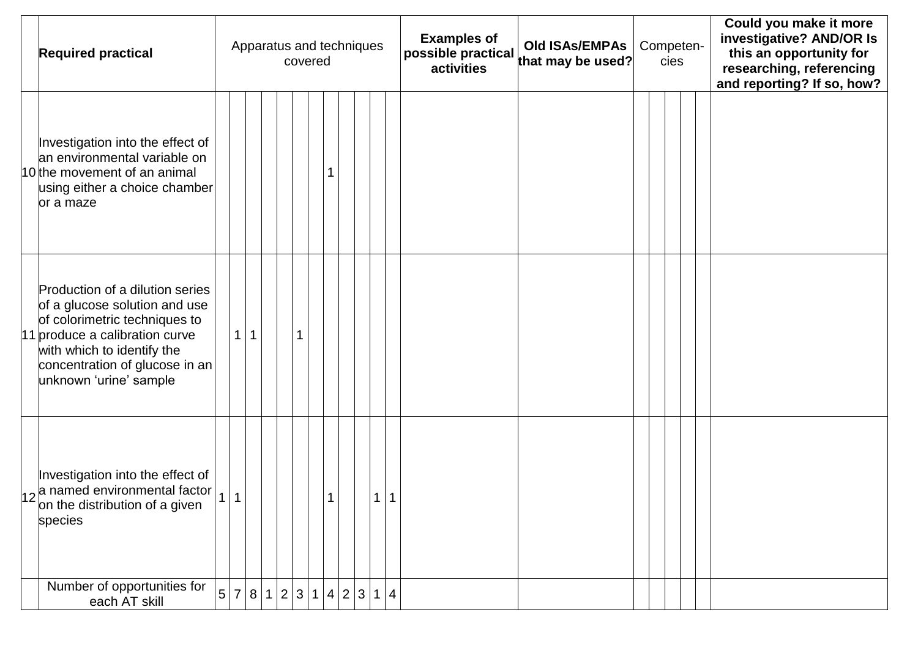| | Required practical | Apparatus and techniques covered | | | | | | | | | | | | Examples of possible practical activities | Old ISAs/EMPAs that may be used? | Competen-cies | | | | | Could you make it more investigative? AND/OR Is this an opportunity for researching, referencing and reporting? If so, how? |
|---|---|---|---|---|---|---|---|---|---|---|---|---|---|---|---|---|---|---|---|---|---|
| 10 | Investigation into the effect of an environmental variable on the movement of an animal using either a choice chamber or a maze | | | | | | | | 1 | | | | | | | | | | | | |
| 11 | Production of a dilution series of a glucose solution and use of colorimetric techniques to produce a calibration curve with which to identify the concentration of glucose in an unknown 'urine' sample | | 1 | 1 | | | 1 | | | | | | | | | | | | | | |
| 12 | Investigation into the effect of a named environmental factor on the distribution of a given species | 1 | 1 | | | | | | 1 | | | 1 | 1 | | | | | | | | |
| | Number of opportunities for each AT skill | 5 | 7 | 8 | 1 | 2 | 3 | 1 | 4 | 2 | 3 | 1 | 4 | | | | | | | | |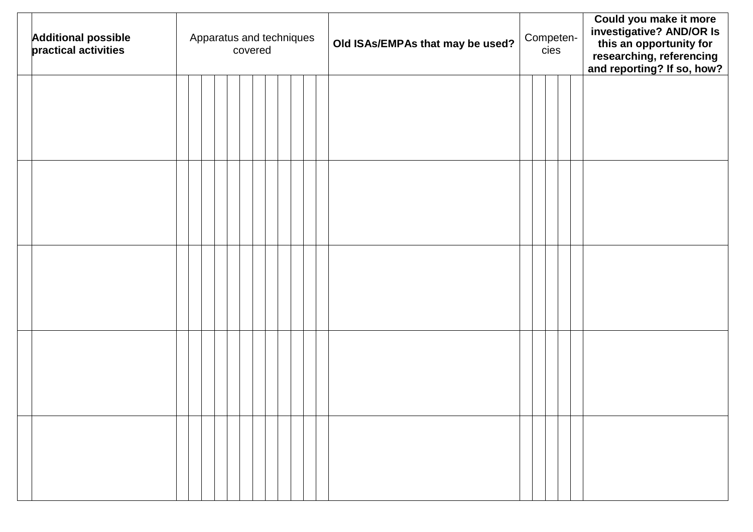| | Additional possible practical activities | Apparatus and techniques covered | | | | | | | | | | | | Old ISAs/EMPAs that may be used? | Competen-cies | | | | | Could you make it more investigative? AND/OR Is this an opportunity for researching, referencing and reporting? If so, how? |
|---|---|---|---|---|---|---|---|---|---|---|---|---|---|---|---|---|---|---|---|---|
| | | | | | | | | | | | | | | | | | | | | |
| | | | | | | | | | | | | | | | | | | | | |
| | | | | | | | | | | | | | | | | | | | | |
| | | | | | | | | | | | | | | | | | | | | |
| | | | | | | | | | | | | | | | | | | | | |